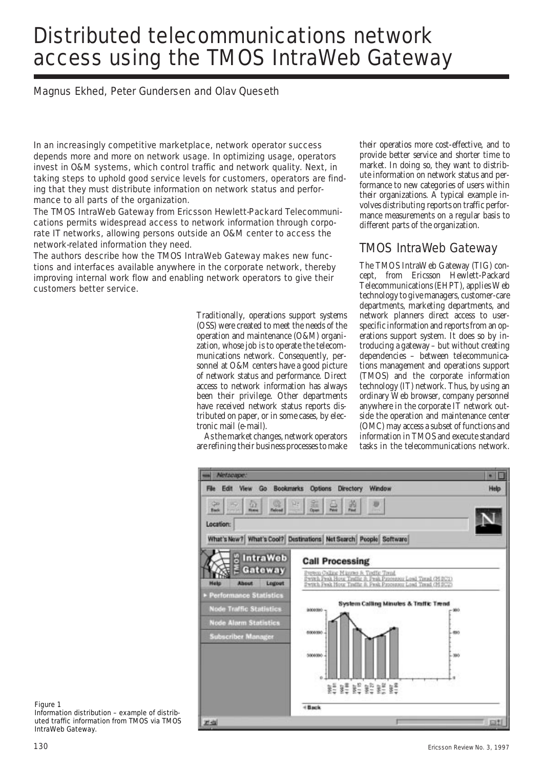# Distributed telecommunications network access using the TMOS IntraWeb Gateway

Magnus Ekhed, Peter Gundersen and Olav Queseth

In an increasingly competitive marketplace, network operator success depends more and more on network usage. In optimizing usage, operators invest in O&M systems, which control traffic and network quality. Next, in taking steps to uphold good service levels for customers, operators are finding that they must distribute information on network status and performance to all parts of the organization.

The TMOS IntraWeb Gateway from Ericsson Hewlett-Packard Telecommunications permits widespread access to network information through corporate IT networks, allowing persons outside an O&M center to access the network-related information they need.

The authors describe how the TMOS IntraWeb Gateway makes new functions and interfaces available anywhere in the corporate network, thereby improving internal work flow and enabling network operators to give their customers better service.

Traditionally, operations support systems (OSS) were created to meet the needs of the operation and maintenance (O&M) organization, whose job is to operate the telecommunications network. Consequently, personnel at O&M centers have a good picture of network status and performance. Direct access to network information has always been their privilege. Other departments have received network status reports distributed on paper, or in some cases, by electronic mail (e-mail).

As the market changes, network operators are refining their business processes to make their operatios more cost-effective, and to provide better service and shorter time to market. In doing so, they want to distribute information on network status and performance to new categories of users within their organizations. A typical example involves distributing reports on traffic performance measurements on a regular basis to different parts of the organization.

## TMOS IntraWeb Gateway

The TMOS IntraWeb Gateway (TIG) concept, from Ericsson Hewlett-Packard Telecommunications (EHPT), applies Web technology to give managers, customer-care departments, marketing departments, and network planners direct access to user-specific information and reports from an operations support system. It does so by introducing a gateway – but without creating dependencies – between telecommunications management and operations support (TMOS) and the corporate information technology (IT) network. Thus, by using an ordinary Web browser, company personnel anywhere in the corporate IT network outside the operation and maintenance center (OMC) may access a subset of functions and information in TMOS and execute standard tasks in the telecommunications network.

Figure 1
Information distribution – example of distributed traffic information from TMOS via TMOS IntraWeb Gateway.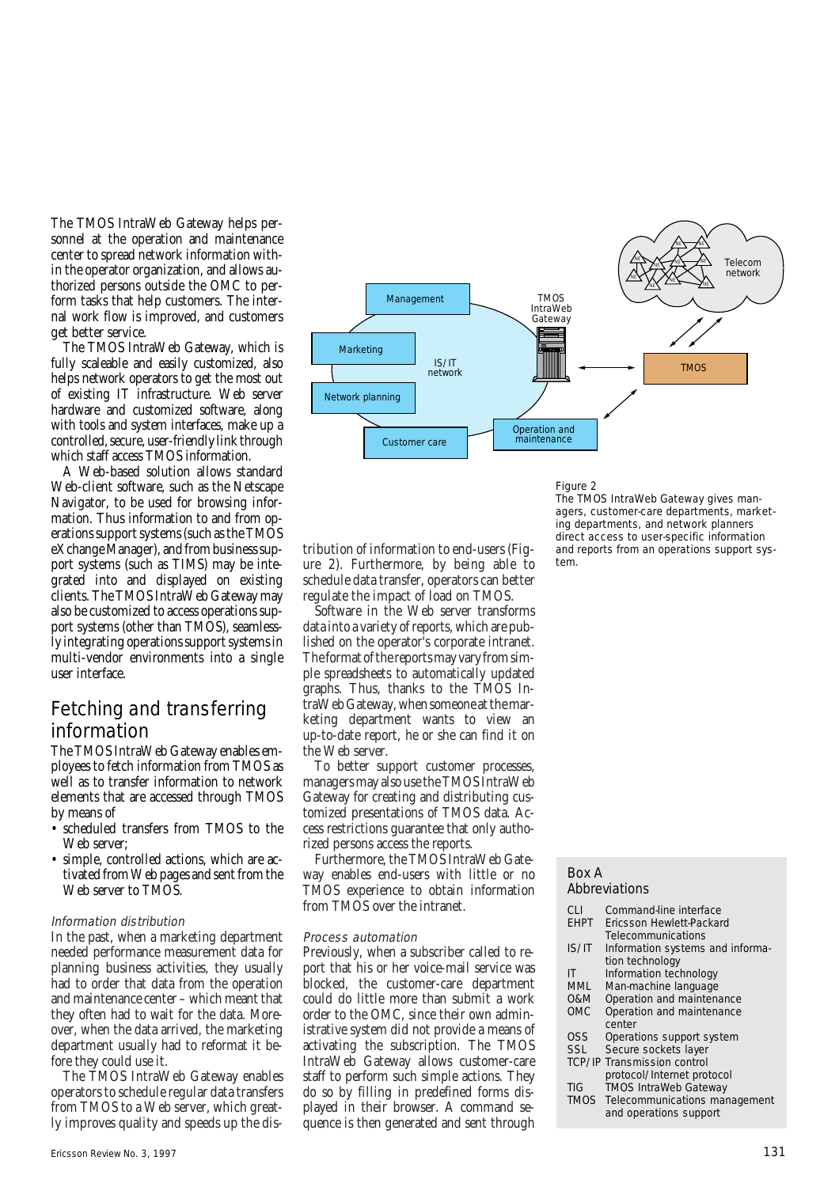The TMOS IntraWeb Gateway helps personnel at the operation and maintenance center to spread network information within the operator organization, and allows authorized persons outside the OMC to perform tasks that help customers. The internal work flow is improved, and customers get better service.

The TMOS IntraWeb Gateway, which is fully scaleable and easily customized, also helps network operators to get the most out of existing IT infrastructure. Web server hardware and customized software, along with tools and system interfaces, make up a controlled, secure, user-friendly link through which staff access TMOS information.

A Web-based solution allows standard Web-client software, such as the Netscape Navigator, to be used for browsing information. Thus information to and from operations support systems (such as the TMOS eXchange Manager), and from business support systems (such as TIMS) may be integrated into and displayed on existing clients. The TMOS IntraWeb Gateway may also be customized to access operations support systems (other than TMOS), seamlessly integrating operations support systems in multi-vendor environments into a single user interface.

## Fetching and transferring information

The TMOS IntraWeb Gateway enables employees to fetch information from TMOS as well as to transfer information to network elements that are accessed through TMOS by means of

- scheduled transfers from TMOS to the Web server;
- simple, controlled actions, which are activated from Web pages and sent from the Web server to TMOS.

### *Information distribution*

In the past, when a marketing department needed performance measurement data for planning business activities, they usually had to order that data from the operation and maintenance center – which meant that they often had to wait for the data. Moreover, when the data arrived, the marketing department usually had to reformat it before they could use it.

The TMOS IntraWeb Gateway enables operators to schedule regular data transfers from TMOS to a Web server, which greatly improves quality and speeds up the distribution of information to end-users (Figure 2). Furthermore, by being able to schedule data transfer, operators can better regulate the impact of load on TMOS.

Software in the Web server transforms data into a variety of reports, which are published on the operator's corporate intranet. The format of the reports may vary from simple spreadsheets to automatically updated graphs. Thus, thanks to the TMOS IntraWeb Gateway, when someone at the marketing department wants to view an up-to-date report, he or she can find it on the Web server.

To better support customer processes, managers may also use the TMOS IntraWeb Gateway for creating and distributing customized presentations of TMOS data. Access restrictions guarantee that only authorized persons access the reports.

Furthermore, the TMOS IntraWeb Gateway enables end-users with little or no TMOS experience to obtain information from TMOS over the intranet.

### *Process automation*

Previously, when a subscriber called to report that his or her voice-mail service was blocked, the customer-care department could do little more than submit a work order to the OMC, since their own administrative system did not provide a means of activating the subscription. The TMOS IntraWeb Gateway allows customer-care staff to perform such simple actions. They do so by filling in predefined forms displayed in their browser. A command sequence is then generated and sent through

Figure 2
The TMOS IntraWeb Gateway gives managers, customer-care departments, marketing departments, and network planners direct access to user-specific information and reports from an operations support system.

**Box A**
**Abbreviations**

| | |
|---|---|
| CLI | Command-line interface |
| EHPT | Ericsson Hewlett-Packard Telecommunications |
| IS/IT | Information systems and information technology |
| IT | Information technology |
| MML | Man-machine language |
| O&M | Operation and maintenance |
| OMC | Operation and maintenance center |
| OSS | Operations support system |
| SSL | Secure sockets layer |
| TCP/IP | Transmission control protocol/Internet protocol |
| TIG | TMOS IntraWeb Gateway |
| TMOS | Telecommunications management and operations support |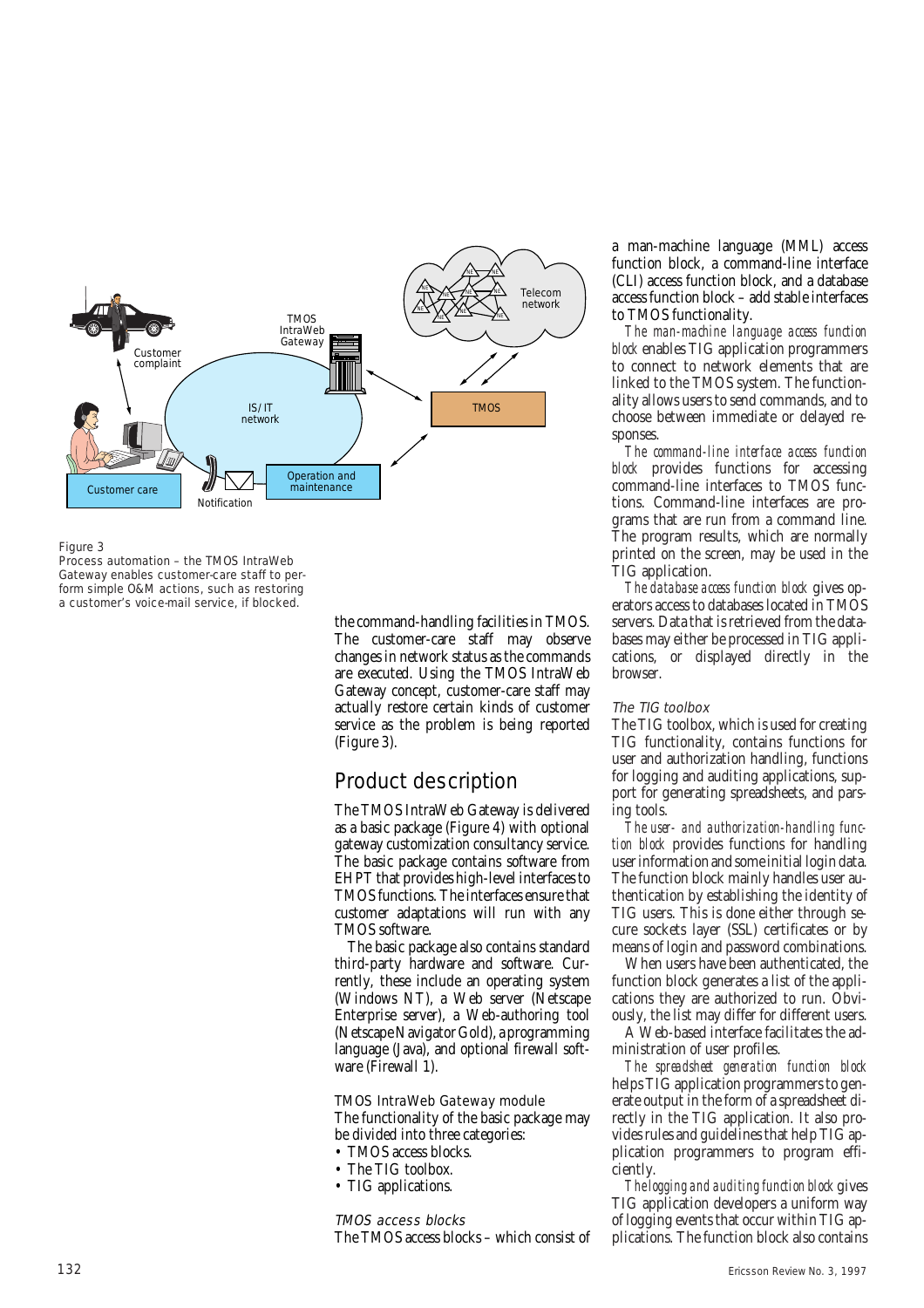Figure 3
Process automation – the TMOS IntraWeb Gateway enables customer-care staff to perform simple O&M actions, such as restoring a customer's voice-mail service, if blocked.

the command-handling facilities in TMOS. The customer-care staff may observe changes in network status as the commands are executed. Using the TMOS IntraWeb Gateway concept, customer-care staff may actually restore certain kinds of customer service as the problem is being reported (Figure 3).

## Product description

The TMOS IntraWeb Gateway is delivered as a basic package (Figure 4) with optional gateway customization consultancy service. The basic package contains software from EHPT that provides high-level interfaces to TMOS functions. The interfaces ensure that customer adaptations will run with any TMOS software.

The basic package also contains standard third-party hardware and software. Currently, these include an operating system (Windows NT), a Web server (Netscape Enterprise server), a Web-authoring tool (Netscape Navigator Gold), a programming language (Java), and optional firewall software (Firewall 1).

### TMOS IntraWeb Gateway module

The functionality of the basic package may be divided into three categories:

- TMOS access blocks.
- The TIG toolbox.
- TIG applications.

#### *TMOS access blocks*

The TMOS access blocks – which consist of a man-machine language (MML) access function block, a command-line interface (CLI) access function block, and a database access function block – add stable interfaces to TMOS functionality.

*The man-machine language access function block* enables TIG application programmers to connect to network elements that are linked to the TMOS system. The functionality allows users to send commands, and to choose between immediate or delayed responses.

*The command-line interface access function block* provides functions for accessing command-line interfaces to TMOS functions. Command-line interfaces are programs that are run from a command line. The program results, which are normally printed on the screen, may be used in the TIG application.

*The database access function block* gives operators access to databases located in TMOS servers. Data that is retrieved from the databases may either be processed in TIG applications, or displayed directly in the browser.

#### *The TIG toolbox*

The TIG toolbox, which is used for creating TIG functionality, contains functions for user and authorization handling, functions for logging and auditing applications, support for generating spreadsheets, and parsing tools.

*The user- and authorization-handling function block* provides functions for handling user information and some initial login data. The function block mainly handles user authentication by establishing the identity of TIG users. This is done either through secure sockets layer (SSL) certificates or by means of login and password combinations.

When users have been authenticated, the function block generates a list of the applications they are authorized to run. Obviously, the list may differ for different users.

A Web-based interface facilitates the administration of user profiles.

*The spreadsheet generation function block* helps TIG application programmers to generate output in the form of a spreadsheet directly in the TIG application. It also provides rules and guidelines that help TIG application programmers to program efficiently.

*The logging and auditing function block* gives TIG application developers a uniform way of logging events that occur within TIG applications. The function block also contains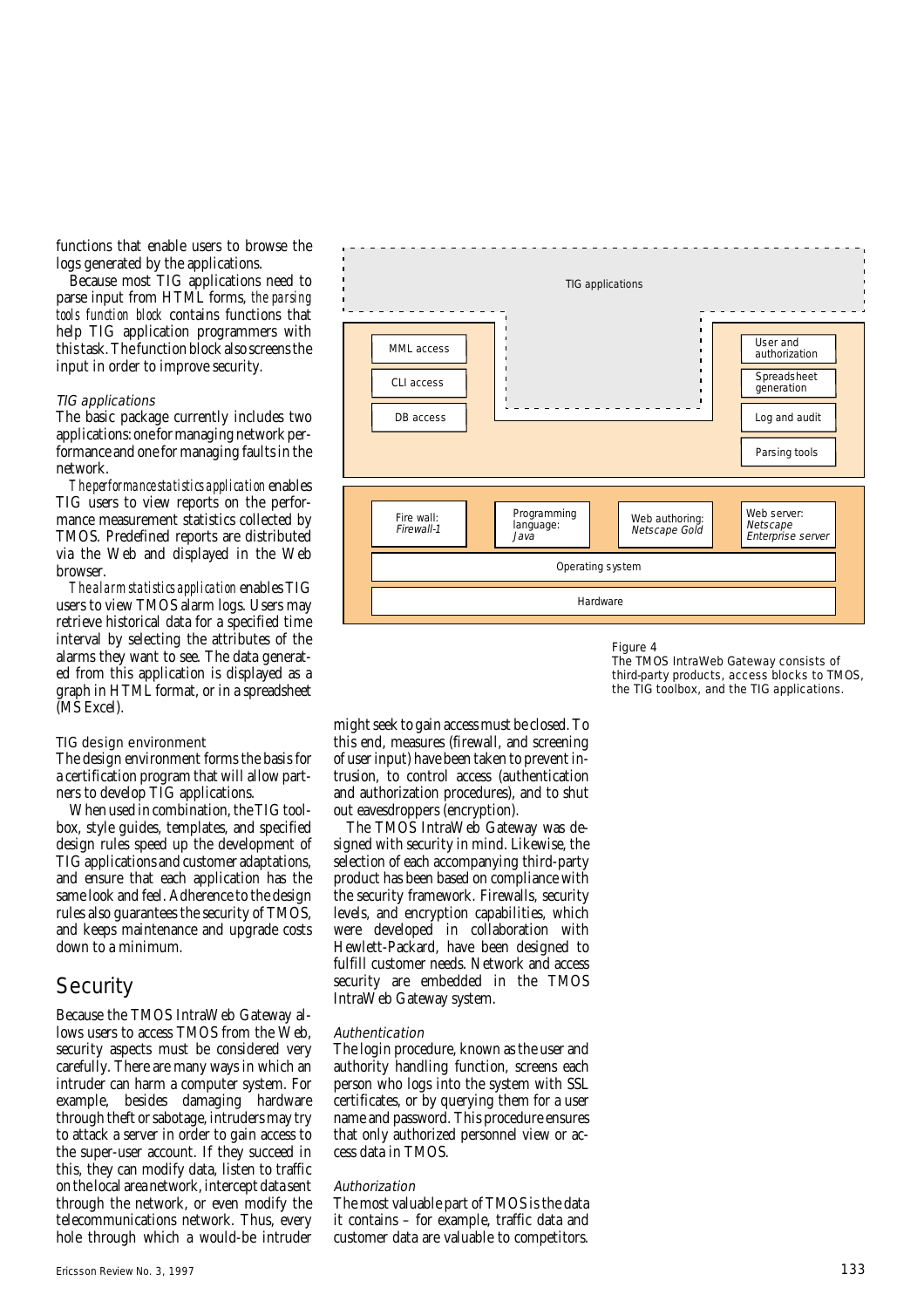functions that enable users to browse the logs generated by the applications.

Because most TIG applications need to parse input from HTML forms, *the parsing tools function block* contains functions that help TIG application programmers with this task. The function block also screens the input in order to improve security.

### TIG applications

The basic package currently includes two applications: one for managing network performance and one for managing faults in the network.

*The performance statistics application* enables TIG users to view reports on the performance measurement statistics collected by TMOS. Predefined reports are distributed via the Web and displayed in the Web browser.

*The alarm statistics application* enables TIG users to view TMOS alarm logs. Users may retrieve historical data for a specified time interval by selecting the attributes of the alarms they want to see. The data generated from this application is displayed as a graph in HTML format, or in a spreadsheet (MS Excel).

### TIG design environment

The design environment forms the basis for a certification program that will allow partners to develop TIG applications.

When used in combination, the TIG toolbox, style guides, templates, and specified design rules speed up the development of TIG applications and customer adaptations, and ensure that each application has the same look and feel. Adherence to the design rules also guarantees the security of TMOS, and keeps maintenance and upgrade costs down to a minimum.

## Security

Because the TMOS IntraWeb Gateway allows users to access TMOS from the Web, security aspects must be considered very carefully. There are many ways in which an intruder can harm a computer system. For example, besides damaging hardware through theft or sabotage, intruders may try to attack a server in order to gain access to the super-user account. If they succeed in this, they can modify data, listen to traffic on the local area network, intercept data sent through the network, or even modify the telecommunications network. Thus, every hole through which a would-be intruder might seek to gain access must be closed. To this end, measures (firewall, and screening of user input) have been taken to prevent intrusion, to control access (authentication and authorization procedures), and to shut out eavesdroppers (encryption).

The TMOS IntraWeb Gateway was designed with security in mind. Likewise, the selection of each accompanying third-party product has been based on compliance with the security framework. Firewalls, security levels, and encryption capabilities, which were developed in collaboration with Hewlett-Packard, have been designed to fulfill customer needs. Network and access security are embedded in the TMOS IntraWeb Gateway system.

### Authentication

The login procedure, known as the user and authority handling function, screens each person who logs into the system with SSL certificates, or by querying them for a user name and password. This procedure ensures that only authorized personnel view or access data in TMOS.

### Authorization

The most valuable part of TMOS is the data it contains – for example, traffic data and customer data are valuable to competitors.

TIG applications

MML access | CLI access | DB access

User and authorization | Spreadsheet generation | Log and audit | Parsing tools

Fire wall: *Firewall-1* | Programming language: *Java* | Web authoring: *Netscape Gold* | Web server: *Netscape Enterprise server*

Operating system

Hardware

Figure 4
The TMOS IntraWeb Gateway consists of third-party products, access blocks to TMOS, the TIG toolbox, and the TIG applications.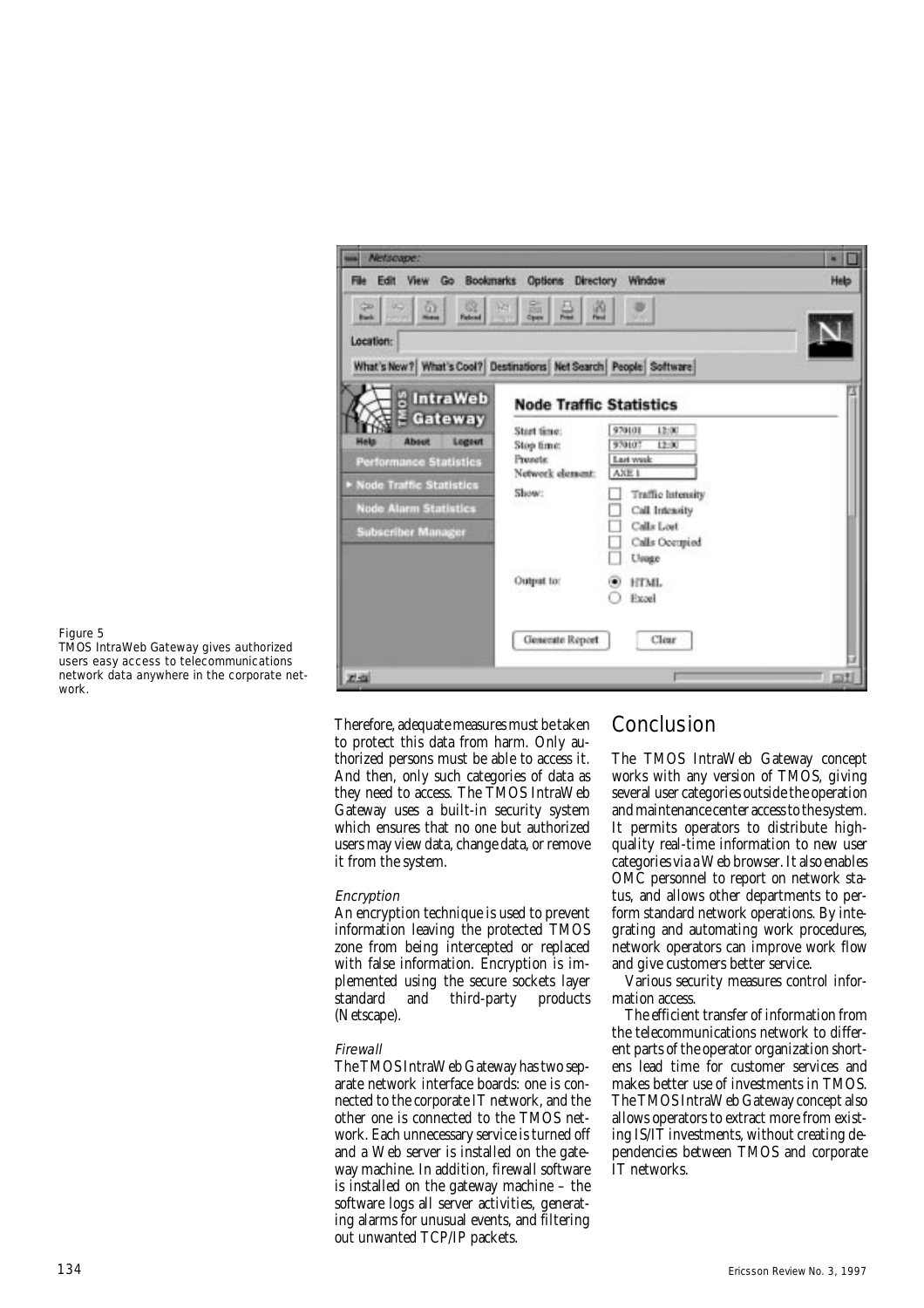Figure 5
TMOS IntraWeb Gateway gives authorized users easy access to telecommunications network data anywhere in the corporate network.

Therefore, adequate measures must be taken to protect this data from harm. Only authorized persons must be able to access it. And then, only such categories of data as they need to access. The TMOS IntraWeb Gateway uses a built-in security system which ensures that no one but authorized users may view data, change data, or remove it from the system.

*Encryption*

An encryption technique is used to prevent information leaving the protected TMOS zone from being intercepted or replaced with false information. Encryption is implemented using the secure sockets layer standard and third-party products (Netscape).

*Firewall*

The TMOS IntraWeb Gateway has two separate network interface boards: one is connected to the corporate IT network, and the other one is connected to the TMOS network. Each unnecessary service is turned off and a Web server is installed on the gateway machine. In addition, firewall software is installed on the gateway machine – the software logs all server activities, generating alarms for unusual events, and filtering out unwanted TCP/IP packets.

## Conclusion

The TMOS IntraWeb Gateway concept works with any version of TMOS, giving several user categories outside the operation and maintenance center access to the system. It permits operators to distribute high-quality real-time information to new user categories via a Web browser. It also enables OMC personnel to report on network status, and allows other departments to perform standard network operations. By integrating and automating work procedures, network operators can improve work flow and give customers better service.

Various security measures control information access.

The efficient transfer of information from the telecommunications network to different parts of the operator organization shortens lead time for customer services and makes better use of investments in TMOS. The TMOS IntraWeb Gateway concept also allows operators to extract more from existing IS/IT investments, without creating dependencies between TMOS and corporate IT networks.